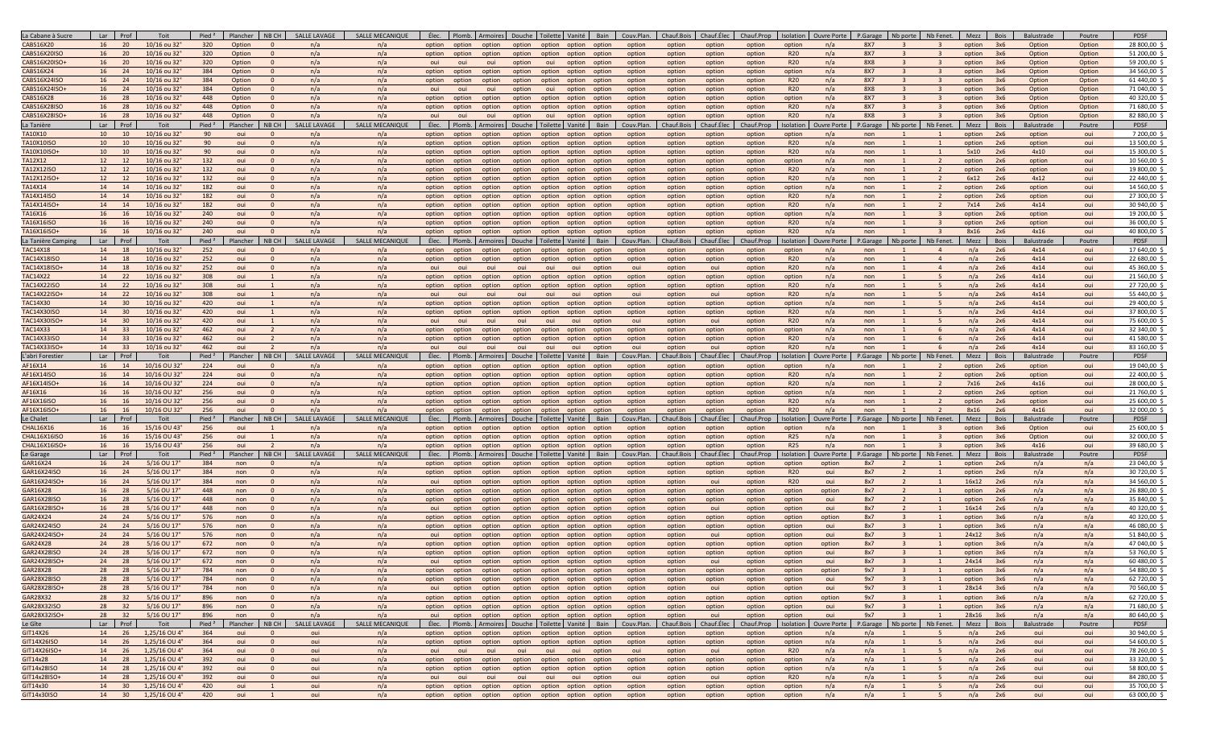| La Cabane à Sucre | Lar | Prof | Toit | Pied² | Plancher | NB CH | SALLE LAVAGE | SALLE MECANIQUE | Élec. | Plomb. | Armoires | Douche | Toilette | Vanité | Bain | Couv.Plan. | Chauf.Bois | Chauf.Élec | Chauf.Prop | Isolation | Ouvre Porte | P.Garage | Nb porte | Nb Fenet. | Mezz | Bois | Balustrade | Poutre | PDSF |
|---|---|---|---|---|---|---|---|---|---|---|---|---|---|---|---|---|---|---|---|---|---|---|---|---|---|---|---|---|---|
| CABS16X20 | 16 | 20 | 10/16 ou 32" | 320 | Option | 0 | n/a | n/a | option | option | option | option | option | option | option | option | option | option | option | option | n/a | 8X7 | 3 | 3 | option | 3x6 | Option | Option | 28 800,00 $ |
| CABS16X20ISO | 16 | 20 | 10/16 ou 32" | 320 | Option | 0 | n/a | n/a | option | option | option | option | option | option | option | option | option | option | option | R20 | n/a | 8X7 | 3 | 3 | option | 3x6 | Option | Option | 51 200,00 $ |
| CABS16X20ISO+ | 16 | 20 | 10/16 ou 32" | 320 | Option | 0 | n/a | n/a | oui | oui | oui | option | oui | option | option | option | option | option | option | R20 | n/a | 8X8 | 3 | 3 | option | 3x6 | Option | Option | 59 200,00 $ |
| CABS16X24 | 16 | 24 | 10/16 ou 32" | 384 | Option | 0 | n/a | n/a | option | option | option | option | option | option | option | option | option | option | option | option | n/a | 8X7 | 3 | 3 | option | 3x6 | Option | Option | 34 560,00 $ |
| CABS16X24ISO | 16 | 24 | 10/16 ou 32" | 384 | Option | 0 | n/a | n/a | option | option | option | option | option | option | option | option | option | option | option | R20 | n/a | 8X7 | 3 | 3 | option | 3x6 | Option | Option | 61 440,00 $ |
| CABS16X24ISO+ | 16 | 24 | 10/16 ou 32" | 384 | Option | 0 | n/a | n/a | oui | oui | oui | option | oui | option | option | option | option | option | option | R20 | n/a | 8X8 | 3 | 3 | option | 3x6 | Option | Option | 71 040,00 $ |
| CABS16X28 | 16 | 28 | 10/16 ou 32" | 448 | Option | 0 | n/a | n/a | option | option | option | option | option | option | option | option | option | option | option | option | n/a | 8X7 | 3 | 3 | option | 3x6 | Option | Option | 40 320,00 $ |
| CABS16X28ISO | 16 | 28 | 10/16 ou 32" | 448 | Option | 0 | n/a | n/a | option | option | option | option | option | option | option | option | option | option | option | R20 | n/a | 8X7 | 3 | 3 | option | 3x6 | Option | Option | 71 680,00 $ |
| CABS16X28ISO+ | 16 | 28 | 10/16 ou 32" | 448 | Option | 0 | n/a | n/a | oui | oui | oui | option | oui | option | option | option | option | option | option | R20 | n/a | 8X8 | 3 | 3 | option | 3x6 | Option | Option | 82 880,00 $ |
| **La Tanière** | **Lar** | **Prof** | **Toit** | **Pied²** | **Plancher** | **NB CH** | **SALLE LAVAGE** | **SALLE MECANIQUE** | **Élec.** | **Plomb.** | **Armoires** | **Douche** | **Toilette** | **Vanité** | **Bain** | **Couv.Plan.** | **Chauf.Bois** | **Chauf.Élec** | **Chauf.Prop** | **Isolation** | **Ouvre Porte** | **P.Garage** | **Nb porte** | **Nb Fenet.** | **Mezz** | **Bois** | **Balustrade** | **Poutre** | **PDSF** |
| TA10X10 | 10 | 10 | 10/16 ou 32" | 90 | oui | 0 | n/a | n/a | option | option | option | option | option | option | option | option | option | option | option | option | n/a | non | 1 | 1 | option | 2x6 | option | oui | 7 200,00 $ |
| TA10X10ISO | 10 | 10 | 10/16 ou 32" | 90 | oui | 0 | n/a | n/a | option | option | option | option | option | option | option | option | option | option | option | R20 | n/a | non | 1 | 1 | option | 2x6 | option | oui | 13 500,00 $ |
| TA10X10ISO+ | 10 | 10 | 10/16 ou 32" | 90 | oui | 0 | n/a | n/a | option | option | option | option | option | option | option | option | option | option | option | R20 | n/a | non | 1 | 1 | 5x10 | 2x6 | 4x10 | oui | 15 300,00 $ |
| TA12X12 | 12 | 12 | 10/16 ou 32" | 132 | oui | 0 | n/a | n/a | option | option | option | option | option | option | option | option | option | option | option | option | n/a | non | 1 | 2 | option | 2x6 | option | oui | 10 560,00 $ |
| TA12X12ISO | 12 | 12 | 10/16 ou 32" | 132 | oui | 0 | n/a | n/a | option | option | option | option | option | option | option | option | option | option | option | R20 | n/a | non | 1 | 2 | option | 2x6 | option | oui | 19 800,00 $ |
| TA12X12ISO+ | 12 | 12 | 10/16 ou 32" | 132 | oui | 0 | n/a | n/a | option | option | option | option | option | option | option | option | option | option | option | R20 | n/a | non | 1 | 2 | 6x12 | 2x6 | 4x12 | oui | 22 440,00 $ |
| TA14X14 | 14 | 14 | 10/16 ou 32" | 182 | oui | 0 | n/a | n/a | option | option | option | option | option | option | option | option | option | option | option | option | n/a | non | 1 | 2 | option | 2x6 | option | oui | 14 560,00 $ |
| TA14X14ISO | 14 | 14 | 10/16 ou 32" | 182 | oui | 0 | n/a | n/a | option | option | option | option | option | option | option | option | option | option | option | R20 | n/a | non | 1 | 2 | option | 2x6 | option | oui | 27 300,00 $ |
| TA14X14ISO+ | 14 | 14 | 10/16 ou 32" | 182 | oui | 0 | n/a | n/a | option | option | option | option | option | option | option | option | option | option | option | R20 | n/a | non | 1 | 2 | 7x14 | 2x6 | 4x14 | oui | 30 940,00 $ |
| TA16X16 | 16 | 16 | 10/16 ou 32" | 240 | oui | 0 | n/a | n/a | option | option | option | option | option | option | option | option | option | option | option | option | n/a | non | 1 | 3 | option | 2x6 | option | oui | 19 200,00 $ |
| TA16X16ISO | 16 | 16 | 10/16 ou 32" | 240 | oui | 0 | n/a | n/a | option | option | option | option | option | option | option | option | option | option | option | R20 | n/a | non | 1 | 3 | option | 2x6 | option | oui | 36 000,00 $ |
| TA16X16ISO+ | 16 | 16 | 10/16 ou 32" | 240 | oui | 0 | n/a | n/a | option | option | option | option | option | option | option | option | option | option | option | R20 | n/a | non | 1 | 3 | 8x16 | 2x6 | 4x16 | oui | 40 800,00 $ |
| **La Tanière Camping** | **Lar** | **Prof** | **Toit** | **Pied²** | **Plancher** | **NB CH** | **SALLE LAVAGE** | **SALLE MECANIQUE** | **Élec.** | **Plomb.** | **Armoires** | **Douche** | **Toilette** | **Vanité** | **Bain** | **Couv.Plan.** | **Chauf.Bois** | **Chauf.Élec** | **Chauf.Prop** | **Isolation** | **Ouvre Porte** | **P.Garage** | **Nb porte** | **Nb Fenet.** | **Mezz** | **Bois** | **Balustrade** | **Poutre** | **PDSF** |
| TAC14X18 | 14 | 18 | 10/16 ou 32" | 252 | oui | 0 | n/a | n/a | option | option | option | option | option | option | option | option | option | option | option | option | n/a | non | 1 | 4 | n/a | 2x6 | 4x14 | oui | 17 640,00 $ |
| TAC14X18ISO | 14 | 18 | 10/16 ou 32" | 252 | oui | 0 | n/a | n/a | option | option | option | option | option | option | option | option | option | option | option | R20 | n/a | non | 1 | 4 | n/a | 2x6 | 4x14 | oui | 22 680,00 $ |
| TAC14X18ISO+ | 14 | 18 | 10/16 ou 32" | 252 | oui | 0 | n/a | n/a | oui | oui | oui | oui | oui | oui | option | oui | option | oui | option | R20 | n/a | non | 1 | 4 | n/a | 2x6 | 4x14 | oui | 45 360,00 $ |
| TAC14X22 | 14 | 22 | 10/16 ou 32" | 308 | oui | 1 | n/a | n/a | option | option | option | option | option | option | option | option | option | option | option | option | n/a | non | 1 | 5 | n/a | 2x6 | 4x14 | oui | 21 560,00 $ |
| TAC14X22ISO | 14 | 22 | 10/16 ou 32" | 308 | oui | 1 | n/a | n/a | option | option | option | option | option | option | option | option | option | option | option | R20 | n/a | non | 1 | 5 | n/a | 2x6 | 4x14 | oui | 27 720,00 $ |
| TAC14X22ISO+ | 14 | 22 | 10/16 ou 32" | 308 | oui | 1 | n/a | n/a | oui | oui | oui | oui | oui | oui | option | oui | option | oui | option | R20 | n/a | non | 1 | 5 | n/a | 2x6 | 4x14 | oui | 55 440,00 $ |
| TAC14X30 | 14 | 30 | 10/16 ou 32" | 420 | oui | 1 | n/a | n/a | option | option | option | option | option | option | option | option | option | option | option | option | n/a | non | 1 | 5 | n/a | 2x6 | 4x14 | oui | 29 400,00 $ |
| TAC14X30ISO | 14 | 30 | 10/16 ou 32" | 420 | oui | 1 | n/a | n/a | option | option | option | option | option | option | option | option | option | option | option | R20 | n/a | non | 1 | 5 | n/a | 2x6 | 4x14 | oui | 37 800,00 $ |
| TAC14X30ISO+ | 14 | 30 | 10/16 ou 32" | 420 | oui | 1 | n/a | n/a | oui | oui | oui | oui | oui | oui | option | oui | option | oui | option | R20 | n/a | non | 1 | 5 | n/a | 2x6 | 4x14 | oui | 75 600,00 $ |
| TAC14X33 | 14 | 33 | 10/16 ou 32" | 462 | oui | 2 | n/a | n/a | option | option | option | option | option | option | option | option | option | option | option | option | n/a | non | 1 | 6 | n/a | 2x6 | 4x14 | oui | 32 340,00 $ |
| TAC14X33ISO | 14 | 33 | 10/16 ou 32" | 462 | oui | 2 | n/a | n/a | option | option | option | option | option | option | option | option | option | option | option | R20 | n/a | non | 1 | 6 | n/a | 2x6 | 4x14 | oui | 41 580,00 $ |
| TAC14X33ISO+ | 14 | 33 | 10/16 ou 32" | 462 | oui | 2 | n/a | n/a | oui | oui | oui | oui | oui | oui | option | oui | option | oui | option | R20 | n/a | non | 1 | 6 | n/a | 2x6 | 4x14 | oui | 83 160,00 $ |
| **L'abri Forestier** | **Lar** | **Prof** | **Toit** | **Pied²** | **Plancher** | **NB CH** | **SALLE LAVAGE** | **SALLE MECANIQUE** | **Élec.** | **Plomb.** | **Armoires** | **Douche** | **Toilette** | **Vanité** | **Bain** | **Couv.Plan.** | **Chauf.Bois** | **Chauf.Élec** | **Chauf.Prop** | **Isolation** | **Ouvre Porte** | **P.Garage** | **Nb porte** | **Nb Fenet.** | **Mezz** | **Bois** | **Balustrade** | **Poutre** | **PDSF** |
| AF16X14 | 16 | 14 | 10/16 OU 32" | 224 | oui | 0 | n/a | n/a | option | option | option | option | option | option | option | option | option | option | option | option | n/a | non | 1 | 2 | option | 2x6 | option | oui | 19 040,00 $ |
| AF16X14ISO | 16 | 14 | 10/16 OU 32" | 224 | oui | 0 | n/a | n/a | option | option | option | option | option | option | option | option | option | option | option | R20 | n/a | non | 1 | 2 | option | 2x6 | option | oui | 22 400,00 $ |
| AF16X14ISO+ | 16 | 14 | 10/16 OU 32" | 224 | oui | 0 | n/a | n/a | option | option | option | option | option | option | option | option | option | option | option | R20 | n/a | non | 1 | 2 | 7x16 | 2x6 | 4x16 | oui | 28 000,00 $ |
| AF16X16 | 16 | 16 | 10/16 OU 32" | 256 | oui | 0 | n/a | n/a | option | option | option | option | option | option | option | option | option | option | option | option | n/a | non | 1 | 2 | option | 2x6 | option | oui | 21 760,00 $ |
| AF16X16ISO | 16 | 16 | 10/16 OU 32" | 256 | oui | 0 | n/a | n/a | option | option | option | option | option | option | option | option | option | option | option | R20 | n/a | non | 1 | 2 | option | 2x6 | option | oui | 25 600,00 $ |
| AF16X16ISO+ | 16 | 16 | 10/16 OU 32" | 256 | oui | 0 | n/a | n/a | option | option | option | option | option | option | option | option | option | option | option | R20 | n/a | non | 1 | 2 | 8x16 | 2x6 | 4x16 | oui | 32 000,00 $ |
| **Le Chalet** | **Lar** | **Prof** | **Toit** | **Pied²** | **Plancher** | **NB CH** | **SALLE LAVAGE** | **SALLE MECANIQUE** | **Élec.** | **Plomb.** | **Armoires** | **Douche** | **Toilette** | **Vanité** | **Bain** | **Couv.Plan.** | **Chauf.Bois** | **Chauf.Élec** | **Chauf.Prop** | **Isolation** | **Ouvre Porte** | **P.Garage** | **Nb porte** | **Nb Fenet.** | **Mezz** | **Bois** | **Balustrade** | **Poutre** | **PDSF** |
| CHAL16X16 | 16 | 16 | 15/16 OU 43" | 256 | oui | 1 | n/a | n/a | option | option | option | option | option | option | option | option | option | option | option | option | n/a | non | 1 | 3 | option | 3x6 | Option | oui | 25 600,00 $ |
| CHAL16X16ISO | 16 | 16 | 15/16 OU 43" | 256 | oui | 1 | n/a | n/a | option | option | option | option | option | option | option | option | option | option | option | R25 | n/a | non | 1 | 3 | option | 3x6 | Option | oui | 32 000,00 $ |
| CHAL16X16ISO+ | 16 | 16 | 15/16 OU 43" | 256 | oui | 2 | n/a | n/a | option | option | option | option | option | option | option | option | option | option | option | R25 | n/a | non | 1 | 3 | option | 3x6 | 4x16 | oui | 39 680,00 $ |
| **Le Garage** | **Lar** | **Prof** | **Toit** | **Pied²** | **Plancher** | **NB CH** | **SALLE LAVAGE** | **SALLE MECANIQUE** | **Élec.** | **Plomb.** | **Armoires** | **Douche** | **Toilette** | **Vanité** | **Bain** | **Couv.Plan.** | **Chauf.Bois** | **Chauf.Élec** | **Chauf.Prop** | **Isolation** | **Ouvre Porte** | **P.Garage** | **Nb porte** | **Nb Fenet.** | **Mezz** | **Bois** | **Balustrade** | **Poutre** | **PDSF** |
| GAR16X24 | 16 | 24 | 5/16 OU 17" | 384 | non | 0 | n/a | n/a | option | option | option | option | option | option | option | option | option | option | option | option | option | 8x7 | 2 | 1 | option | 2x6 | n/a | n/a | 23 040,00 $ |
| GAR16X24ISO | 16 | 24 | 5/16 OU 17" | 384 | non | 0 | n/a | n/a | option | option | option | option | option | option | option | option | option | option | option | R20 | oui | 8x7 | 2 | 1 | option | 2x6 | n/a | n/a | 30 720,00 $ |
| GAR16X24ISO+ | 16 | 24 | 5/16 OU 17" | 384 | non | 0 | n/a | n/a | oui | option | option | option | option | option | option | option | option | oui | option | R20 | oui | 8x7 | 2 | 1 | 16x12 | 2x6 | n/a | n/a | 34 560,00 $ |
| GAR16X28 | 16 | 28 | 5/16 OU 17" | 448 | non | 0 | n/a | n/a | option | option | option | option | option | option | option | option | option | option | option | option | option | 8x7 | 2 | 1 | option | 2x6 | n/a | n/a | 26 880,00 $ |
| GAR16X28ISO | 16 | 28 | 5/16 OU 17" | 448 | non | 0 | n/a | n/a | option | option | option | option | option | option | option | option | option | option | option | option | oui | 8x7 | 2 | 1 | option | 2x6 | n/a | n/a | 35 840,00 $ |
| GAR16X28ISO+ | 16 | 28 | 5/16 OU 17" | 448 | non | 0 | n/a | n/a | oui | option | option | option | option | option | option | option | option | oui | option | option | oui | 8x7 | 2 | 1 | 16x14 | 2x6 | n/a | n/a | 40 320,00 $ |
| GAR24X24 | 24 | 24 | 5/16 OU 17" | 576 | non | 0 | n/a | n/a | option | option | option | option | option | option | option | option | option | option | option | option | option | 8x7 | 3 | 1 | option | 3x6 | n/a | n/a | 40 320,00 $ |
| GAR24X24ISO | 24 | 24 | 5/16 OU 17" | 576 | non | 0 | n/a | n/a | option | option | option | option | option | option | option | option | option | option | option | option | oui | 8x7 | 3 | 1 | option | 3x6 | n/a | n/a | 46 080,00 $ |
| GAR24X24ISO+ | 24 | 24 | 5/16 OU 17" | 576 | non | 0 | n/a | n/a | oui | option | option | option | option | option | option | option | option | oui | option | option | oui | 8x7 | 3 | 1 | 24x12 | 3x6 | n/a | n/a | 51 840,00 $ |
| GAR24X28 | 24 | 28 | 5/16 OU 17" | 672 | non | 0 | n/a | n/a | option | option | option | option | option | option | option | option | option | option | option | option | option | 8x7 | 3 | 1 | option | 3x6 | n/a | n/a | 47 040,00 $ |
| GAR24X28ISO | 24 | 28 | 5/16 OU 17" | 672 | non | 0 | n/a | n/a | option | option | option | option | option | option | option | option | option | option | option | option | oui | 8x7 | 3 | 1 | option | 3x6 | n/a | n/a | 53 760,00 $ |
| GAR24X28ISO+ | 24 | 28 | 5/16 OU 17" | 672 | non | 0 | n/a | n/a | oui | option | option | option | option | option | option | option | option | oui | option | option | oui | 8x7 | 3 | 1 | 24x14 | 3x6 | n/a | n/a | 60 480,00 $ |
| GAR28X28 | 28 | 28 | 5/16 OU 17" | 784 | non | 0 | n/a | n/a | option | option | option | option | option | option | option | option | option | option | option | option | option | 9x7 | 3 | 1 | option | 3x6 | n/a | n/a | 54 880,00 $ |
| GAR28X28ISO | 28 | 28 | 5/16 OU 17" | 784 | non | 0 | n/a | n/a | option | option | option | option | option | option | option | option | option | option | option | option | oui | 9x7 | 3 | 1 | option | 3x6 | n/a | n/a | 62 720,00 $ |
| GAR28X28ISO+ | 28 | 28 | 5/16 OU 17" | 784 | non | 0 | n/a | n/a | oui | option | option | option | option | option | option | option | option | oui | option | option | oui | 9x7 | 3 | 1 | 28x14 | 3x6 | n/a | n/a | 70 560,00 $ |
| GAR28X32 | 28 | 32 | 5/16 OU 17" | 896 | non | 0 | n/a | n/a | option | option | option | option | option | option | option | option | option | option | option | option | option | 9x7 | 3 | 1 | option | 3x6 | n/a | n/a | 62 720,00 $ |
| GAR28X32ISO | 28 | 32 | 5/16 OU 17" | 896 | non | 0 | n/a | n/a | option | option | option | option | option | option | option | option | option | option | option | option | oui | 9x7 | 3 | 1 | option | 3x6 | n/a | n/a | 71 680,00 $ |
| GAR28X32ISO+ | 28 | 32 | 5/16 OU 17" | 896 | non | 0 | n/a | n/a | oui | option | option | option | option | option | option | option | option | oui | option | option | oui | 9x7 | 3 | 1 | 28x16 | 3x6 | n/a | n/a | 80 640,00 $ |
| **Le Gite** | **Lar** | **Prof** | **Toit** | **Pied²** | **Plancher** | **NB CH** | **SALLE LAVAGE** | **SALLE MECANIQUE** | **Élec.** | **Plomb.** | **Armoires** | **Douche** | **Toilette** | **Vanité** | **Bain** | **Couv.Plan.** | **Chauf.Bois** | **Chauf.Élec** | **Chauf.Prop** | **Isolation** | **Ouvre Porte** | **P.Garage** | **Nb porte** | **Nb Fenet.** | **Mezz** | **Bois** | **Balustrade** | **Poutre** | **PDSF** |
| GIT14X26 | 14 | 26 | 1,25/16 OU 4" | 364 | oui | 0 | oui | n/a | option | option | option | option | option | option | option | option | option | option | option | option | n/a | n/a | 1 | 5 | n/a | 2x6 | oui | oui | 30 940,00 $ |
| GIT14X26ISO | 14 | 26 | 1,25/16 OU 4" | 364 | oui | 0 | oui | n/a | option | option | option | option | option | option | option | option | option | option | option | option | n/a | n/a | 1 | 5 | n/a | 2x6 | oui | oui | 54 600,00 $ |
| GIT14X26ISO+ | 14 | 26 | 1,25/16 OU 4" | 364 | oui | 0 | oui | n/a | oui | oui | oui | oui | oui | oui | option | oui | option | oui | option | R20 | n/a | n/a | 1 | 5 | n/a | 2x6 | oui | oui | 78 260,00 $ |
| GIT14x28 | 14 | 28 | 1,25/16 OU 4" | 392 | oui | 0 | oui | n/a | option | option | option | option | option | option | option | option | option | option | option | option | n/a | n/a | 1 | 5 | n/a | 2x6 | oui | oui | 33 320,00 $ |
| GIT14x28ISO | 14 | 28 | 1,25/16 OU 4" | 392 | oui | 0 | oui | n/a | option | option | option | option | option | option | option | option | option | option | option | option | n/a | n/a | 1 | 5 | n/a | 2x6 | oui | oui | 58 800,00 $ |
| GIT14x28ISO+ | 14 | 28 | 1,25/16 OU 4" | 392 | oui | 0 | oui | n/a | oui | oui | oui | oui | oui | oui | option | oui | option | oui | option | R20 | n/a | n/a | 1 | 5 | n/a | 2x6 | oui | oui | 84 280,00 $ |
| GIT14x30 | 14 | 30 | 1,25/16 OU 4" | 420 | oui | 1 | oui | n/a | option | option | option | option | option | option | option | option | option | option | option | option | n/a | n/a | 1 | 5 | n/a | 2x6 | oui | oui | 35 700,00 $ |
| GIT14x30ISO | 14 | 30 | 1,25/16 OU 4" | 420 | oui | 1 | oui | n/a | option | option | option | option | option | option | option | option | option | option | option | option | n/a | n/a | 1 | 5 | n/a | 2x6 | oui | oui | 63 000,00 $ |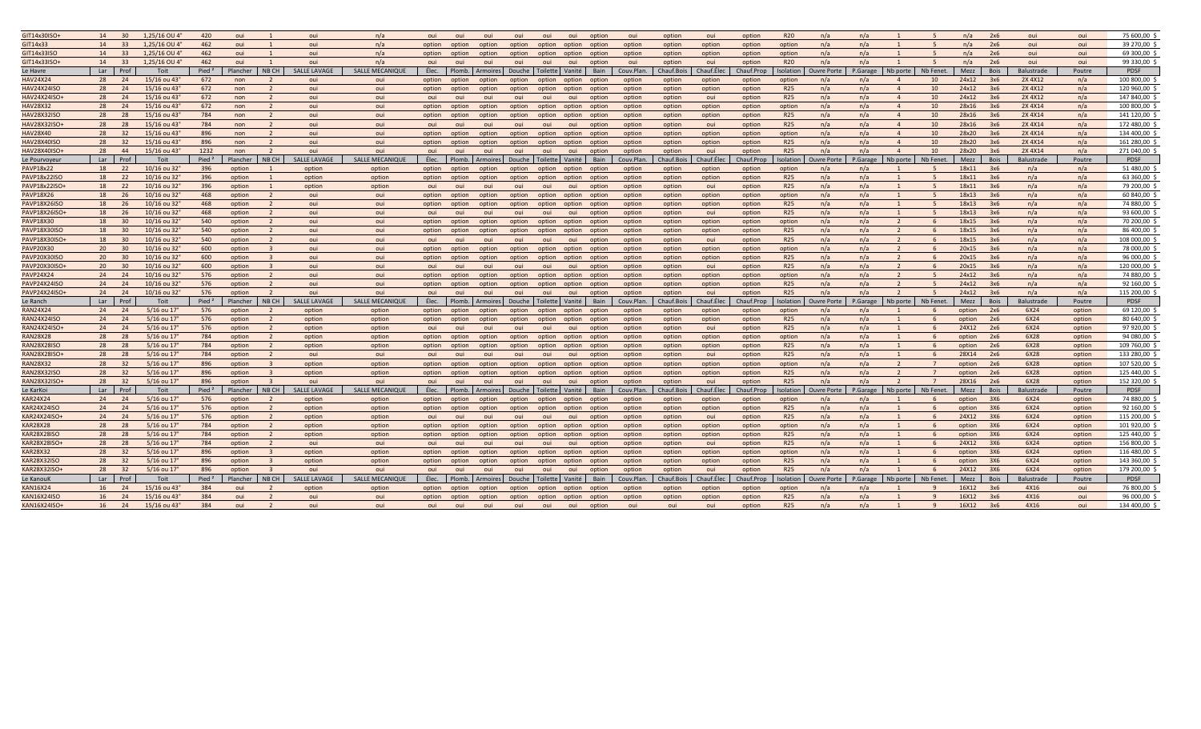| | | | | | | | | | | | | | | | | | | | | | | | | | | | | | |
|---|---|---|---|---|---|---|---|---|---|---|---|---|---|---|---|---|---|---|---|---|---|---|---|---|---|---|---|---|---|
| GIT14x30ISO+ | 14 | 30 | 1,25/16 OU 4" | 420 | oui | 1 | oui | n/a | oui | oui | oui | oui | oui | oui | option | oui | option | oui | option | R20 | n/a | n/a | 1 | 5 | n/a | 2x6 | oui | oui | 75 600,00 $ |
| GIT14x33 | 14 | 33 | 1,25/16 OU 4" | 462 | oui | 1 | oui | n/a | option | option | option | option | option | option | option | option | option | option | option | option | n/a | n/a | 1 | 5 | n/a | 2x6 | oui | oui | 39 270,00 $ |
| GIT14x33ISO | 14 | 33 | 1,25/16 OU 4" | 462 | oui | 1 | oui | n/a | option | option | option | option | option | option | option | option | option | option | option | R20 | n/a | n/a | 1 | 5 | n/a | 2x6 | oui | oui | 69 300,00 $ |
| GIT14x33ISO+ | 14 | 33 | 1,25/16 OU 4" | 462 | oui | 1 | oui | n/a | oui | oui | oui | oui | oui | oui | option | oui | option | oui | option | R20 | n/a | n/a | 1 | 5 | n/a | 2x6 | oui | oui | 99 330,00 $ |
| Le Havre | Lar | Prof | Toit | Pied² | Plancher | NB CH | SALLE LAVAGE | SALLE MECANIQUE | Élec. | Plomb. | Armoires | Douche | Toilette | Vanité | Bain | Couv.Plan. | Chauf.Bois | Chauf.Élec | Chauf.Prop | Isolation | Ouvre Porte | P.Garage | Nb porte | Nb Fenet. | Mezz | Bois | Balustrade | Poutre | PDSF |
| HAV24X24 | 28 | 24 | 15/16 ou 43" | 672 | non | 2 | oui | oui | option | option | option | option | option | option | option | option | option | option | option | option | n/a | n/a | 4 | 10 | 24x12 | 3x6 | 2X 4X12 | n/a | 100 800,00 $ |
| HAV24X24ISO | 28 | 24 | 15/16 ou 43" | 672 | non | 2 | oui | oui | option | option | option | option | option | option | option | option | option | option | option | R25 | n/a | n/a | 4 | 10 | 24x12 | 3x6 | 2X 4X12 | n/a | 120 960,00 $ |
| HAV24X24ISO+ | 28 | 24 | 15/16 ou 43" | 672 | non | 2 | oui | oui | oui | oui | oui | oui | oui | oui | option | option | option | oui | option | R25 | n/a | n/a | 4 | 10 | 24x12 | 3x6 | 2X 4X12 | n/a | 147 840,00 $ |
| HAV28X32 | 28 | 24 | 15/16 ou 43" | 672 | non | 2 | oui | oui | option | option | option | option | option | option | option | option | option | option | option | option | n/a | n/a | 4 | 10 | 28x16 | 3x6 | 2X 4X14 | n/a | 100 800,00 $ |
| HAV28X32ISO | 28 | 28 | 15/16 ou 43" | 784 | non | 2 | oui | oui | option | option | option | option | option | option | option | option | option | option | option | R25 | n/a | n/a | 4 | 10 | 28x16 | 3x6 | 2X 4X14 | n/a | 141 120,00 $ |
| HAV28X32ISO+ | 28 | 28 | 15/16 ou 43" | 784 | non | 2 | oui | oui | oui | oui | oui | oui | oui | oui | option | option | option | oui | option | R25 | n/a | n/a | 4 | 10 | 28x16 | 3x6 | 2X 4X14 | n/a | 172 480,00 $ |
| HAV28X40 | 28 | 32 | 15/16 ou 43" | 896 | non | 2 | oui | oui | option | option | option | option | option | option | option | option | option | option | option | option | n/a | n/a | 4 | 10 | 28x20 | 3x6 | 2X 4X14 | n/a | 134 400,00 $ |
| HAV28X40ISO | 28 | 32 | 15/16 ou 43" | 896 | non | 2 | oui | oui | option | option | option | option | option | option | option | option | option | option | option | R25 | n/a | n/a | 4 | 10 | 28x20 | 3x6 | 2X 4X14 | n/a | 161 280,00 $ |
| HAV28X40ISO+ | 28 | 44 | 15/16 ou 43" | 1232 | non | 2 | oui | oui | oui | oui | oui | oui | oui | oui | option | option | option | oui | option | R25 | n/a | n/a | 4 | 10 | 28x20 | 3x6 | 2X 4X14 | n/a | 271 040,00 $ |
| Le Pourvoyeur | Lar | Prof | Toit | Pied² | Plancher | NB CH | SALLE LAVAGE | SALLE MECANIQUE | Élec. | Plomb. | Armoires | Douche | Toilette | Vanité | Bain | Couv.Plan. | Chauf.Bois | Chauf.Élec | Chauf.Prop | Isolation | Ouvre Porte | P.Garage | Nb porte | Nb Fenet. | Mezz | Bois | Balustrade | Poutre | PDSF |
| PAVP18x22 | 18 | 22 | 10/16 ou 32" | 396 | option | 1 | option | option | option | option | option | option | option | option | option | option | option | option | option | option | n/a | n/a | 1 | 5 | 18x11 | 3x6 | n/a | n/a | 51 480,00 $ |
| PAVP18x22ISO | 18 | 22 | 10/16 ou 32" | 396 | option | 1 | option | option | option | option | option | option | option | option | option | option | option | option | option | R25 | n/a | n/a | 1 | 5 | 18x11 | 3x6 | n/a | n/a | 63 360,00 $ |
| PAVP18x22ISO+ | 18 | 22 | 10/16 ou 32" | 396 | option | 1 | option | option | oui | oui | oui | oui | oui | oui | option | option | option | oui | option | R25 | n/a | n/a | 1 | 5 | 18x11 | 3x6 | n/a | n/a | 79 200,00 $ |
| PAVP18X26 | 18 | 26 | 10/16 ou 32" | 468 | option | 2 | oui | oui | option | option | option | option | option | option | option | option | option | option | option | option | n/a | n/a | 1 | 5 | 18x13 | 3x6 | n/a | n/a | 60 840,00 $ |
| PAVP18X26ISO | 18 | 26 | 10/16 ou 32" | 468 | option | 2 | oui | oui | option | option | option | option | option | option | option | option | option | option | option | R25 | n/a | n/a | 1 | 5 | 18x13 | 3x6 | n/a | n/a | 74 880,00 $ |
| PAVP18X26ISO+ | 18 | 26 | 10/16 ou 32" | 468 | option | 2 | oui | oui | oui | oui | oui | oui | oui | oui | option | option | option | oui | option | R25 | n/a | n/a | 1 | 5 | 18x13 | 3x6 | n/a | n/a | 93 600,00 $ |
| PAVP18X30 | 18 | 30 | 10/16 ou 32" | 540 | option | 2 | oui | oui | option | option | option | option | option | option | option | option | option | option | option | option | n/a | n/a | 2 | 6 | 18x15 | 3x6 | n/a | n/a | 70 200,00 $ |
| PAVP18X30ISO | 18 | 30 | 10/16 ou 32" | 540 | option | 2 | oui | oui | option | option | option | option | option | option | option | option | option | option | option | R25 | n/a | n/a | 2 | 6 | 18x15 | 3x6 | n/a | n/a | 86 400,00 $ |
| PAVP18X30ISO+ | 18 | 30 | 10/16 ou 32" | 540 | option | 2 | oui | oui | oui | oui | oui | oui | oui | oui | option | option | option | oui | option | R25 | n/a | n/a | 2 | 6 | 18x15 | 3x6 | n/a | n/a | 108 000,00 $ |
| PAVP20X30 | 20 | 30 | 10/16 ou 32" | 600 | option | 3 | oui | oui | option | option | option | option | option | option | option | option | option | option | option | option | n/a | n/a | 2 | 6 | 20x15 | 3x6 | n/a | n/a | 78 000,00 $ |
| PAVP20X30ISO | 20 | 30 | 10/16 ou 32" | 600 | option | 3 | oui | oui | option | option | option | option | option | option | option | option | option | option | option | R25 | n/a | n/a | 2 | 6 | 20x15 | 3x6 | n/a | n/a | 96 000,00 $ |
| PAVP20X30ISO+ | 20 | 30 | 10/16 ou 32" | 600 | option | 3 | oui | oui | oui | oui | oui | oui | oui | oui | option | option | option | oui | option | R25 | n/a | n/a | 2 | 6 | 20x15 | 3x6 | n/a | n/a | 120 000,00 $ |
| PAVP24X24 | 24 | 24 | 10/16 ou 32" | 576 | option | 2 | oui | oui | option | option | option | option | option | option | option | option | option | option | option | option | n/a | n/a | 2 | 5 | 24x12 | 3x6 | n/a | n/a | 74 880,00 $ |
| PAVP24X24ISO | 24 | 24 | 10/16 ou 32" | 576 | option | 2 | oui | oui | option | option | option | option | option | option | option | option | option | option | option | R25 | n/a | n/a | 2 | 5 | 24x12 | 3x6 | n/a | n/a | 92 160,00 $ |
| PAVP24X24ISO+ | 24 | 24 | 10/16 ou 32" | 576 | option | 2 | oui | oui | oui | oui | oui | oui | oui | oui | option | option | option | oui | option | R25 | n/a | n/a | 2 | 5 | 24x12 | 3x6 | n/a | n/a | 115 200,00 $ |
| Le Ranch | Lar | Prof | Toit | Pied² | Plancher | NB CH | SALLE LAVAGE | SALLE MECANIQUE | Élec. | Plomb. | Armoires | Douche | Toilette | Vanité | Bain | Couv.Plan. | Chauf.Bois | Chauf.Élec | Chauf.Prop | Isolation | Ouvre Porte | P.Garage | Nb porte | Nb Fenet. | Mezz | Bois | Balustrade | Poutre | PDSF |
| RAN24X24 | 24 | 24 | 5/16 ou 17" | 576 | option | 2 | option | option | option | option | option | option | option | option | option | option | option | option | option | option | n/a | n/a | 1 | 6 | option | 2x6 | 6X24 | option | 69 120,00 $ |
| RAN24X24ISO | 24 | 24 | 5/16 ou 17" | 576 | option | 2 | option | option | option | option | option | option | option | option | option | option | option | option | option | R25 | n/a | n/a | 1 | 6 | option | 2x6 | 6X24 | option | 80 640,00 $ |
| RAN24X24ISO+ | 24 | 24 | 5/16 ou 17" | 576 | option | 2 | option | option | oui | oui | oui | oui | oui | oui | option | option | option | oui | option | R25 | n/a | n/a | 1 | 6 | 24X12 | 2x6 | 6X24 | option | 97 920,00 $ |
| RAN28X28 | 28 | 28 | 5/16 ou 17" | 784 | option | 2 | option | option | option | option | option | option | option | option | option | option | option | option | option | option | n/a | n/a | 1 | 6 | option | 2x6 | 6X28 | option | 94 080,00 $ |
| RAN28X28ISO | 28 | 28 | 5/16 ou 17" | 784 | option | 2 | option | option | option | option | option | option | option | option | option | option | option | option | option | R25 | n/a | n/a | 1 | 6 | option | 2x6 | 6X28 | option | 109 760,00 $ |
| RAN28X28ISO+ | 28 | 28 | 5/16 ou 17" | 784 | option | 2 | oui | oui | oui | oui | oui | oui | oui | oui | option | option | option | oui | option | R25 | n/a | n/a | 1 | 6 | 28X14 | 2x6 | 6X28 | option | 133 280,00 $ |
| RAN28X32 | 28 | 32 | 5/16 ou 17" | 896 | option | 3 | option | option | option | option | option | option | option | option | option | option | option | option | option | option | n/a | n/a | 2 | 7 | option | 2x6 | 6X28 | option | 107 520,00 $ |
| RAN28X32ISO | 28 | 32 | 5/16 ou 17" | 896 | option | 3 | option | option | option | option | option | option | option | option | option | option | option | option | option | R25 | n/a | n/a | 2 | 7 | option | 2x6 | 6X28 | option | 125 440,00 $ |
| RAN28X32ISO+ | 28 | 32 | 5/16 ou 17" | 896 | option | 3 | oui | oui | oui | oui | oui | oui | oui | oui | option | option | option | oui | option | R25 | n/a | n/a | 2 | 7 | 28X16 | 2x6 | 6X28 | option | 152 320,00 $ |
| Le KarKoi | Lar | Prof | Toit | Pied² | Plancher | NB CH | SALLE LAVAGE | SALLE MECANIQUE | Élec. | Plomb. | Armoires | Douche | Toilette | Vanité | Bain | Couv.Plan. | Chauf.Bois | Chauf.Élec | Chauf.Prop | Isolation | Ouvre Porte | P.Garage | Nb porte | Nb Fenet. | Mezz | Bois | Balustrade | Poutre | PDSF |
| KAR24X24 | 24 | 24 | 5/16 ou 17" | 576 | option | 2 | option | option | option | option | option | option | option | option | option | option | option | option | option | option | n/a | n/a | 1 | 6 | option | 3X6 | 6X24 | option | 74 880,00 $ |
| KAR24X24ISO | 24 | 24 | 5/16 ou 17" | 576 | option | 2 | option | option | option | option | option | option | option | option | option | option | option | option | option | R25 | n/a | n/a | 1 | 6 | option | 3X6 | 6X24 | option | 92 160,00 $ |
| KAR24X24ISO+ | 24 | 24 | 5/16 ou 17" | 576 | option | 2 | option | option | oui | oui | oui | oui | oui | oui | option | option | option | oui | option | R25 | n/a | n/a | 1 | 6 | 24X12 | 3X6 | 6X24 | option | 115 200,00 $ |
| KAR28X28 | 28 | 28 | 5/16 ou 17" | 784 | option | 2 | option | option | option | option | option | option | option | option | option | option | option | option | option | option | n/a | n/a | 1 | 6 | option | 3X6 | 6X24 | option | 101 920,00 $ |
| KAR28X28ISO | 28 | 28 | 5/16 ou 17" | 784 | option | 2 | option | option | option | option | option | option | option | option | option | option | option | option | option | R25 | n/a | n/a | 1 | 6 | option | 3X6 | 6X24 | option | 125 440,00 $ |
| KAR28X28ISO+ | 28 | 28 | 5/16 ou 17" | 784 | option | 2 | oui | oui | oui | oui | oui | oui | oui | oui | option | option | option | oui | option | R25 | n/a | n/a | 1 | 6 | 24X12 | 3X6 | 6X24 | option | 156 800,00 $ |
| KAR28X32 | 28 | 32 | 5/16 ou 17" | 896 | option | 3 | option | option | option | option | option | option | option | option | option | option | option | option | option | option | n/a | n/a | 1 | 6 | option | 3X6 | 6X24 | option | 116 480,00 $ |
| KAR28X32ISO | 28 | 32 | 5/16 ou 17" | 896 | option | 3 | option | option | option | option | option | option | option | option | option | option | option | option | option | R25 | n/a | n/a | 1 | 6 | option | 3X6 | 6X24 | option | 143 360,00 $ |
| KAR28X32ISO+ | 28 | 32 | 5/16 ou 17" | 896 | option | 3 | oui | oui | oui | oui | oui | oui | oui | oui | option | option | option | oui | option | R25 | n/a | n/a | 1 | 6 | 24X12 | 3X6 | 6X24 | option | 179 200,00 $ |
| Le KanouK | Lar | Prof | Toit | Pied² | Plancher | NB CH | SALLE LAVAGE | SALLE MECANIQUE | Élec. | Plomb. | Armoires | Douche | Toilette | Vanité | Bain | Couv.Plan. | Chauf.Bois | Chauf.Élec | Chauf.Prop | Isolation | Ouvre Porte | P.Garage | Nb porte | Nb Fenet. | Mezz | Bois | Balustrade | Poutre | PDSF |
| KAN16X24 | 16 | 24 | 15/16 ou 43" | 384 | oui | 2 | option | option | option | option | option | option | option | option | option | option | option | option | option | option | n/a | n/a | 1 | 9 | 16X12 | 3x6 | 4X16 | oui | 76 800,00 $ |
| KAN16X24ISO | 16 | 24 | 15/16 ou 43" | 384 | oui | 2 | oui | oui | option | option | option | option | option | option | option | option | option | option | option | R25 | n/a | n/a | 1 | 9 | 16X12 | 3x6 | 4X16 | oui | 96 000,00 $ |
| KAN16X24ISO+ | 16 | 24 | 15/16 ou 43" | 384 | oui | 2 | oui | oui | oui | oui | oui | oui | oui | oui | option | oui | oui | oui | option | R25 | n/a | n/a | 1 | 9 | 16X12 | 3x6 | 4X16 | oui | 134 400,00 $ |